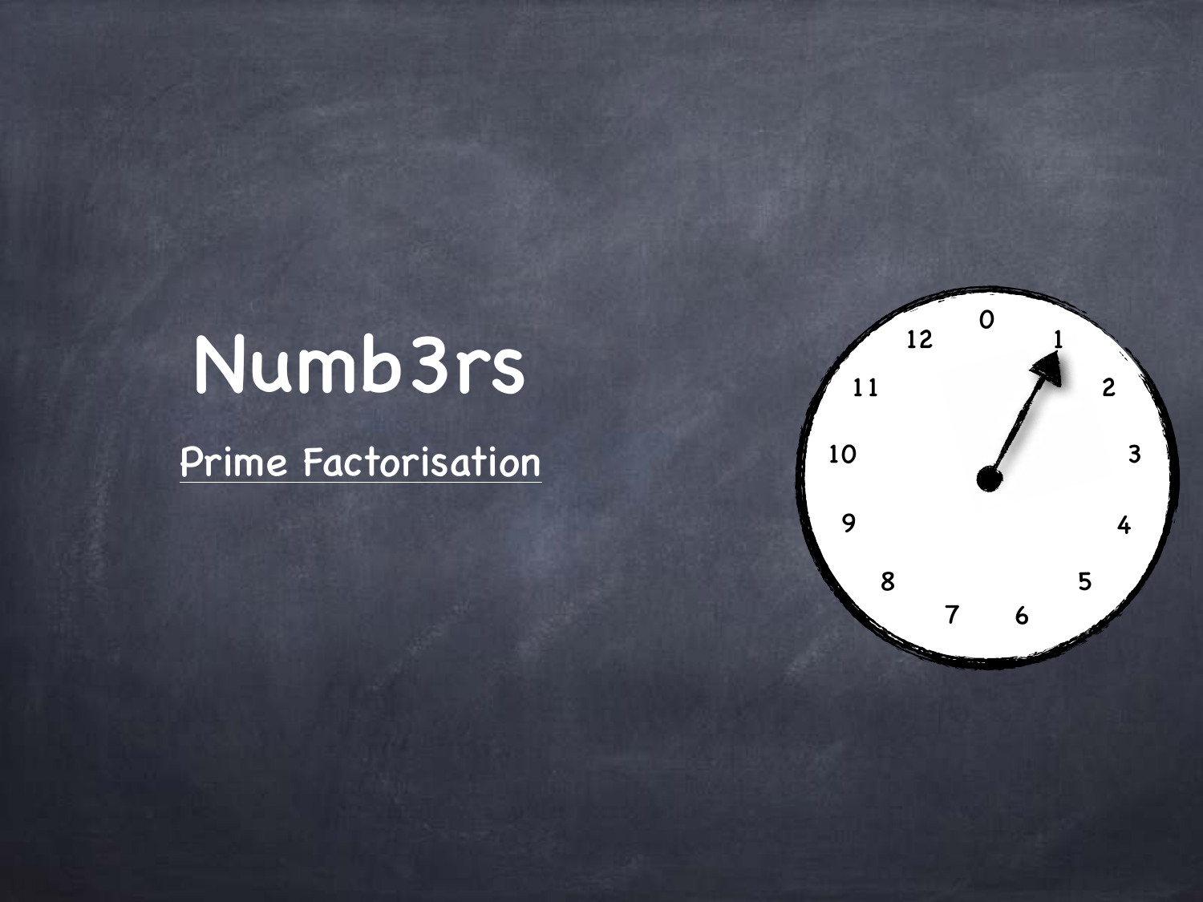# Numb3rs

Prime Factorisation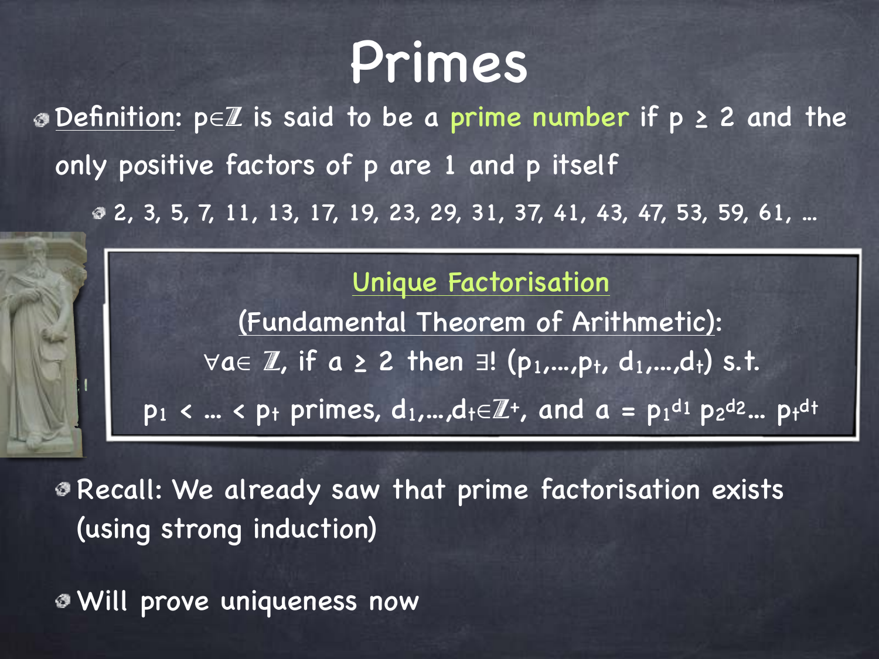# Primes

- Definition: $p \in \mathbb{Z}$ is said to be a prime number if $p \geq 2$ and the only positive factors of $p$ are 1 and $p$ itself
  - 2, 3, 5, 7, 11, 13, 17, 19, 23, 29, 31, 37, 41, 43, 47, 53, 59, 61, …

**Unique Factorisation**

**(Fundamental Theorem of Arithmetic):**

$\forall a \in \mathbb{Z}$, if $a \geq 2$ then $\exists! \, (p_1,\ldots,p_t, d_1,\ldots,d_t)$ s.t.

$p_1 < \ldots < p_t$ primes, $d_1,\ldots,d_t \in \mathbb{Z}^+$, and $a = p_1^{d_1} p_2^{d_2} \ldots p_t^{d_t}$

- Recall: We already saw that prime factorisation exists (using strong induction)
- Will prove uniqueness now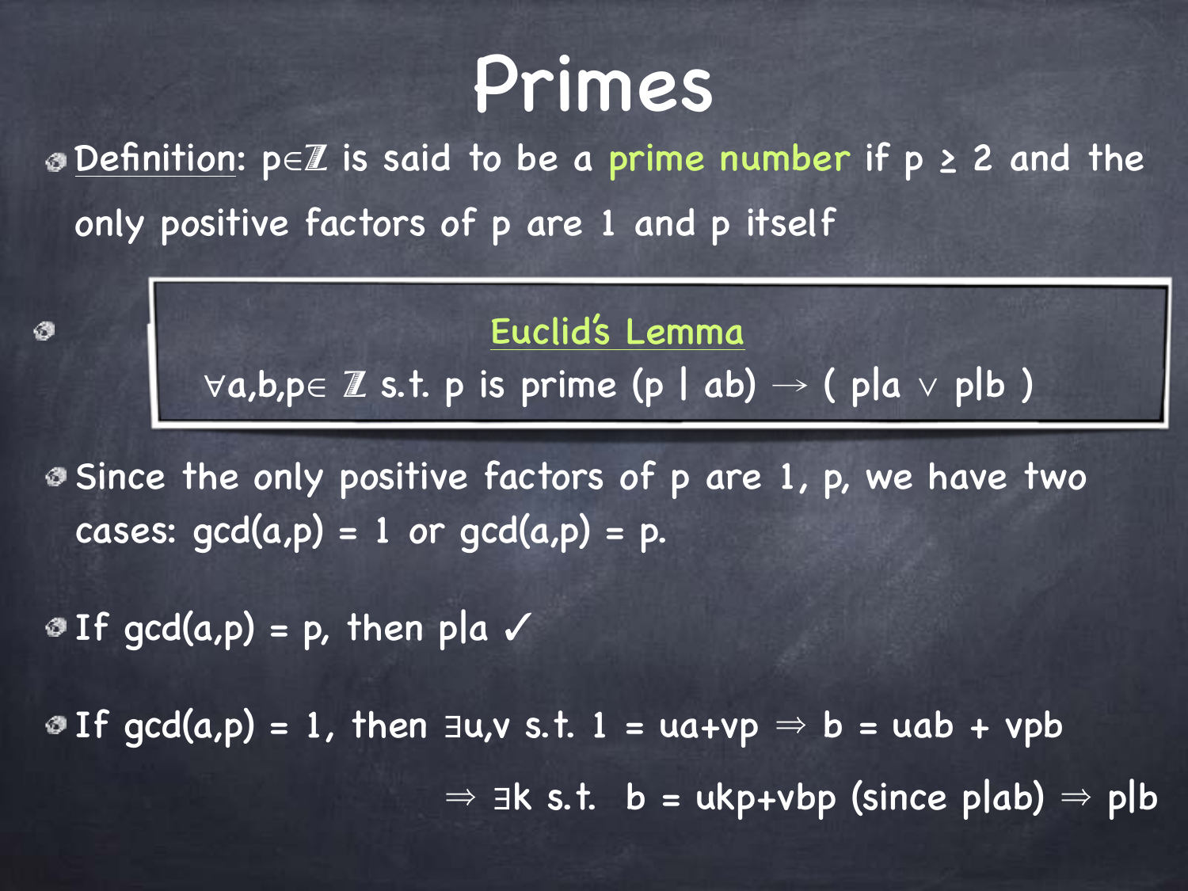# Primes

- **Definition**: $p \in \mathbb{Z}$ is said to be a prime number if $p \geq 2$ and the only positive factors of $p$ are 1 and $p$ itself

- **Euclid's Lemma**

  $\forall a,b,p \in \mathbb{Z}$ s.t. $p$ is prime $(p \mid ab) \rightarrow (p \mid a \vee p \mid b)$

- Since the only positive factors of $p$ are 1, $p$, we have two cases: $\gcd(a,p) = 1$ or $\gcd(a,p) = p$.

- If $\gcd(a,p) = p$, then $p \mid a$ ✓

- If $\gcd(a,p) = 1$, then $\exists u,v$ s.t. $1 = ua+vp \Rightarrow b = uab + vpb$

  $\Rightarrow \exists k$ s.t. $b = ukp+vbp$ (since $p \mid ab$) $\Rightarrow p \mid b$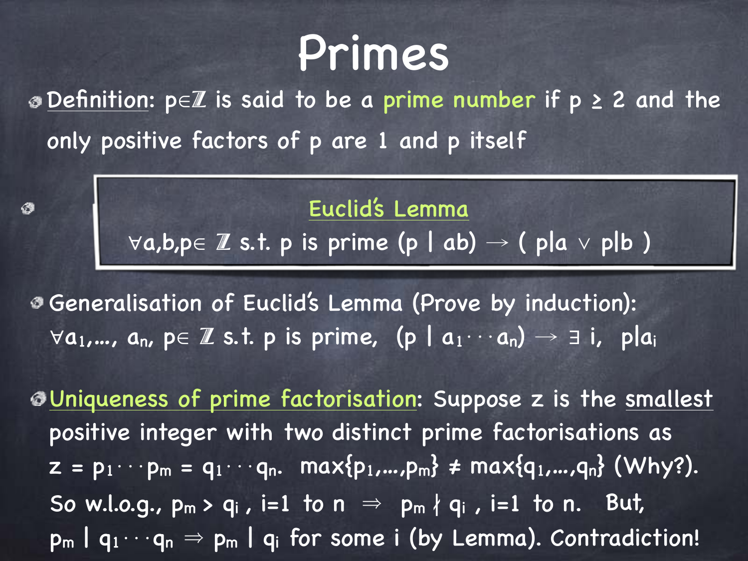# Primes

- Definition: $p \in \mathbb{Z}$ is said to be a prime number if $p \geq 2$ and the only positive factors of $p$ are 1 and $p$ itself

- **Euclid's Lemma**

  $\forall a,b,p \in \mathbb{Z}$ s.t. $p$ is prime $(p \mid ab) \rightarrow (p|a \vee p|b)$

- Generalisation of Euclid's Lemma (Prove by induction):
  $\forall a_1, \ldots, a_n, p \in \mathbb{Z}$ s.t. $p$ is prime, $(p \mid a_1 \cdots a_n) \rightarrow \exists\, i,\ p|a_i$

- Uniqueness of prime factorisation: Suppose $z$ is the smallest positive integer with two distinct prime factorisations as $z = p_1 \cdots p_m = q_1 \cdots q_n$. $\max\{p_1, \ldots, p_m\} \neq \max\{q_1, \ldots, q_n\}$ (Why?). So w.l.o.g., $p_m > q_i$, $i=1$ to $n$ $\Rightarrow$ $p_m \nmid q_i$, $i=1$ to $n$. But, $p_m \mid q_1 \cdots q_n \Rightarrow p_m \mid q_i$ for some $i$ (by Lemma). Contradiction!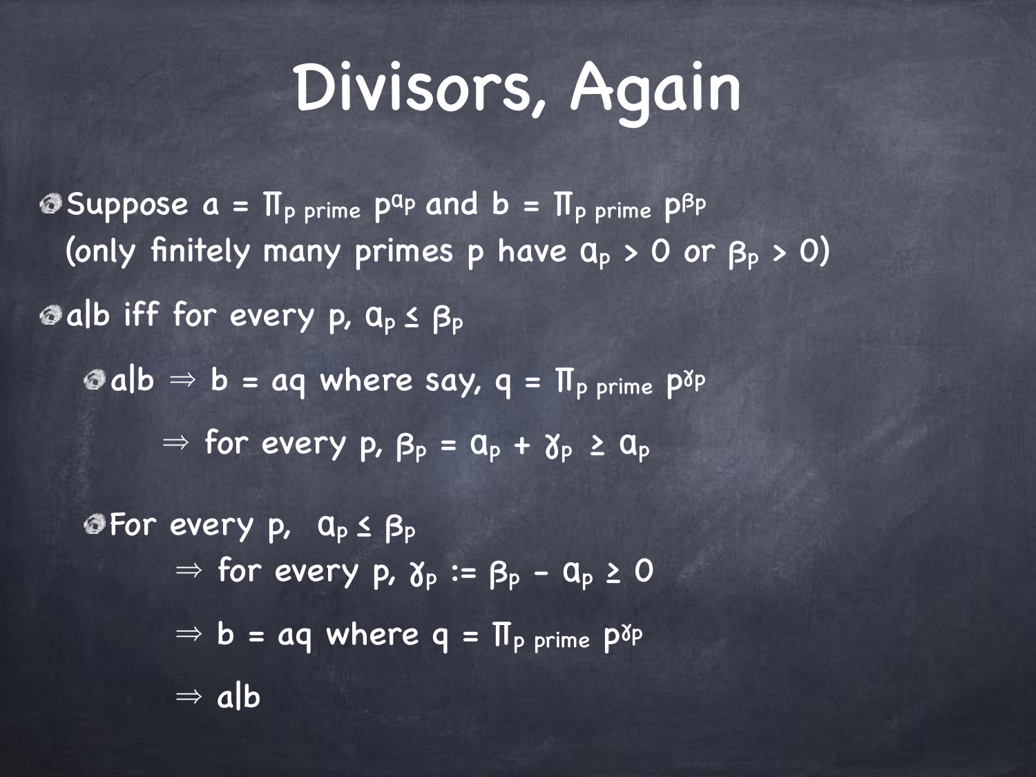# Divisors, Again

- Suppose $a = \Pi_{p \text{ prime}} p^{\alpha_p}$ and $b = \Pi_{p \text{ prime}} p^{\beta_p}$ (only finitely many primes p have $\alpha_p > 0$ or $\beta_p > 0$)
- $a|b$ iff for every p, $\alpha_p \leq \beta_p$
  - $a|b \Rightarrow b = aq$ where say, $q = \Pi_{p \text{ prime}} p^{\gamma_p}$

    $\Rightarrow$ for every p, $\beta_p = \alpha_p + \gamma_p \geq \alpha_p$
  - For every p, $\alpha_p \leq \beta_p$

    $\Rightarrow$ for every p, $\gamma_p := \beta_p - \alpha_p \geq 0$

    $\Rightarrow b = aq$ where $q = \Pi_{p \text{ prime}} p^{\gamma_p}$

    $\Rightarrow a|b$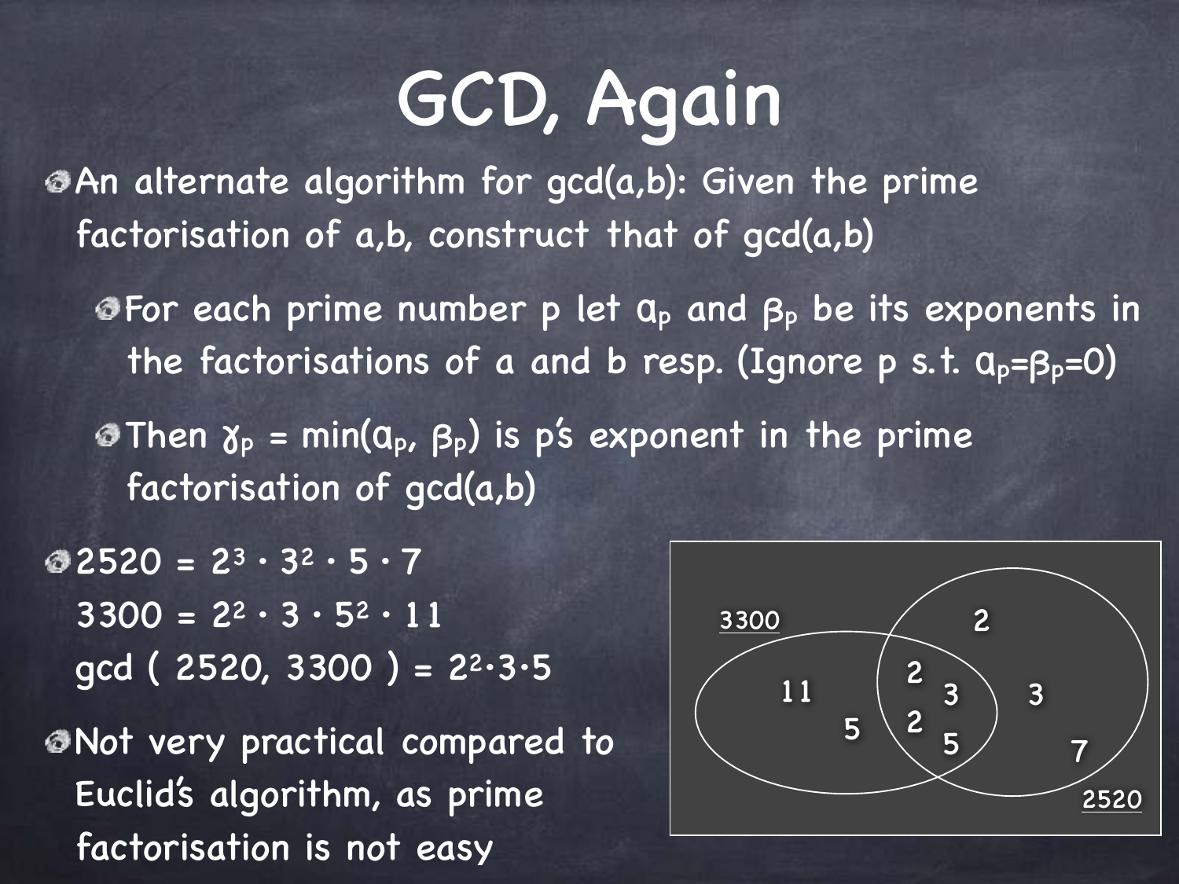# GCD, Again

- An alternate algorithm for gcd(a,b): Given the prime factorisation of a,b, construct that of gcd(a,b)
  - For each prime number p let $\alpha_p$ and $\beta_p$ be its exponents in the factorisations of a and b resp. (Ignore p s.t. $\alpha_p=\beta_p=0$)
  - Then $\gamma_p = \min(\alpha_p, \beta_p)$ is p's exponent in the prime factorisation of gcd(a,b)
- $2520 = 2^3 \cdot 3^2 \cdot 5 \cdot 7$

  $3300 = 2^2 \cdot 3 \cdot 5^2 \cdot 11$

  $\gcd(2520, 3300) = 2^2 \cdot 3 \cdot 5$
- Not very practical compared to Euclid's algorithm, as prime factorisation is not easy

3300: 11, 5 | both: 2, 2, 3, 5 | 2520: 2, 3, 7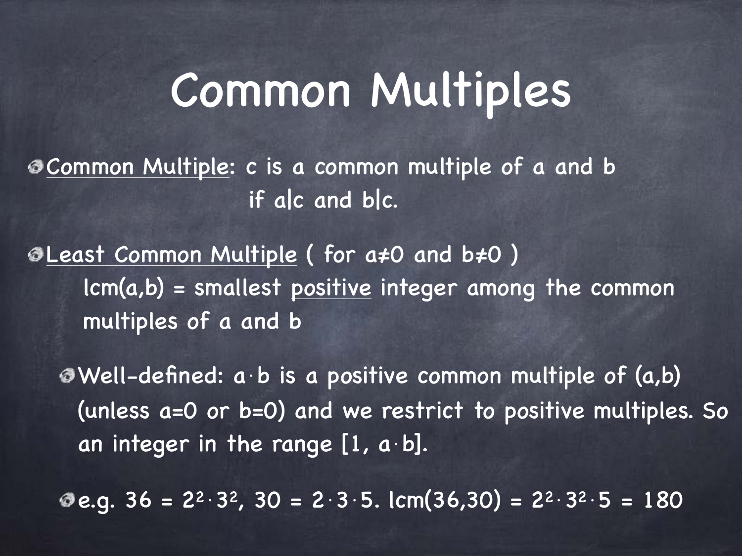# Common Multiples

- <u>Common Multiple</u>: c is a common multiple of a and b if $a|c$ and $b|c$.
- <u>Least Common Multiple</u> ( for $a \neq 0$ and $b \neq 0$ )
  $\text{lcm}(a,b)$ = smallest <u>positive</u> integer among the common multiples of a and b
  - Well-defined: $a \cdot b$ is a positive common multiple of $(a,b)$ (unless $a=0$ or $b=0$) and we restrict to positive multiples. So an integer in the range $[1, a \cdot b]$.
  - e.g. $36 = 2^2 \cdot 3^2$, $30 = 2 \cdot 3 \cdot 5$. $\text{lcm}(36,30) = 2^2 \cdot 3^2 \cdot 5 = 180$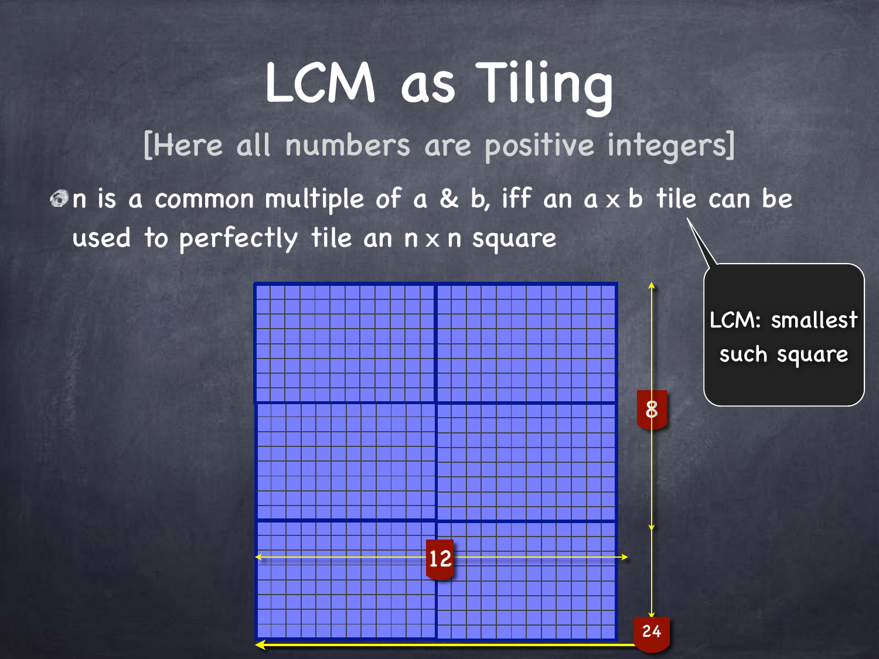# LCM as Tiling

[Here all numbers are positive integers]

- n is a common multiple of a & b, iff an a x b tile can be used to perfectly tile an n x n square

LCM: smallest such square

8

12

24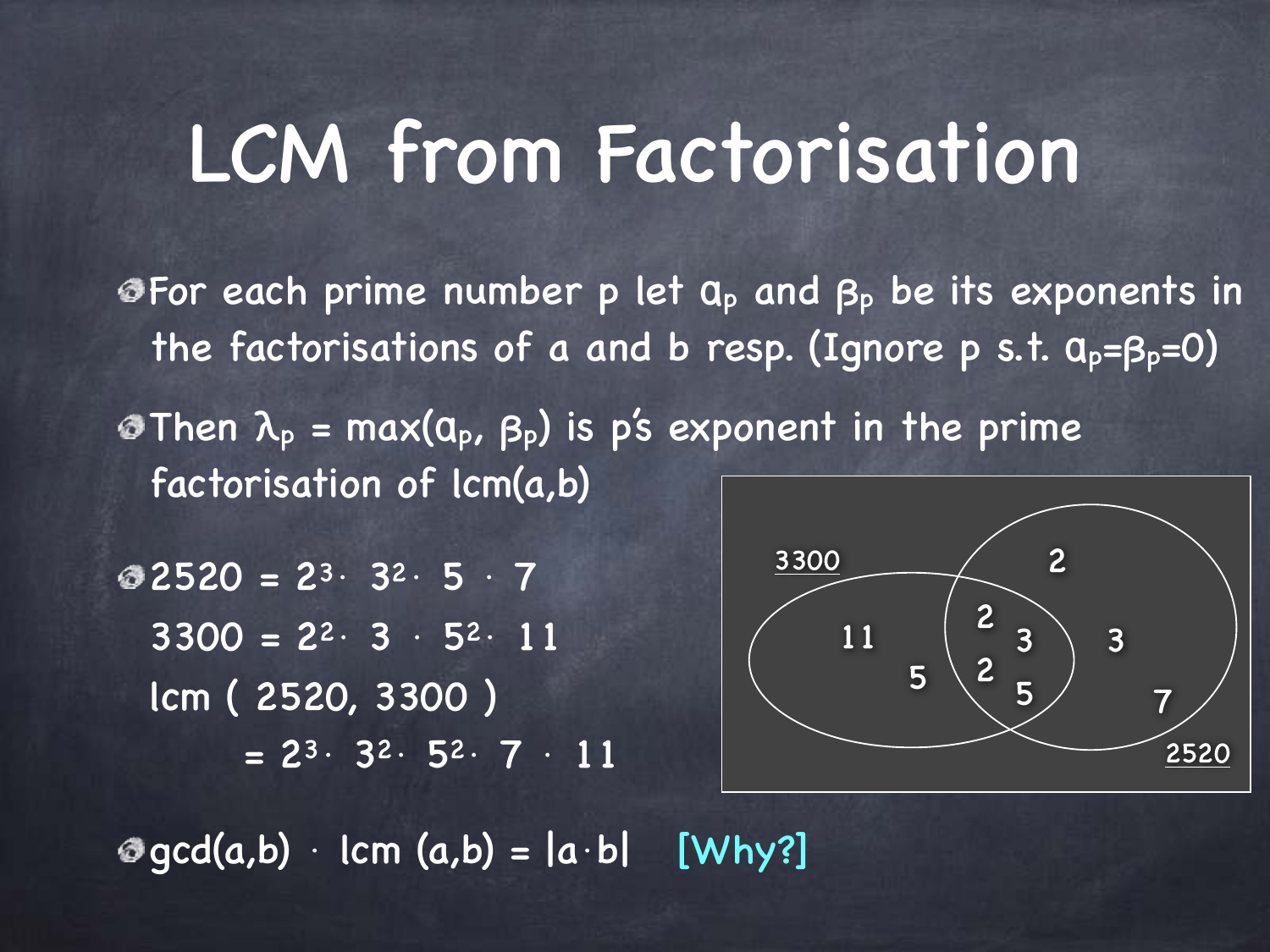# LCM from Factorisation

- For each prime number p let $\alpha_p$ and $\beta_p$ be its exponents in the factorisations of a and b resp. (Ignore p s.t. $\alpha_p=\beta_p=0$)
- Then $\lambda_p = \max(\alpha_p, \beta_p)$ is p's exponent in the prime factorisation of lcm(a,b)
- $2520 = 2^3 \cdot 3^2 \cdot 5 \cdot 7$

  $3300 = 2^2 \cdot 3 \cdot 5^2 \cdot 11$

  lcm ( 2520, 3300 )

  $= 2^3 \cdot 3^2 \cdot 5^2 \cdot 7 \cdot 11$

3300

11

5

2

3

2

5

2

3

7

2520

- $\gcd(a,b) \cdot \text{lcm}(a,b) = |a \cdot b|$ [Why?]